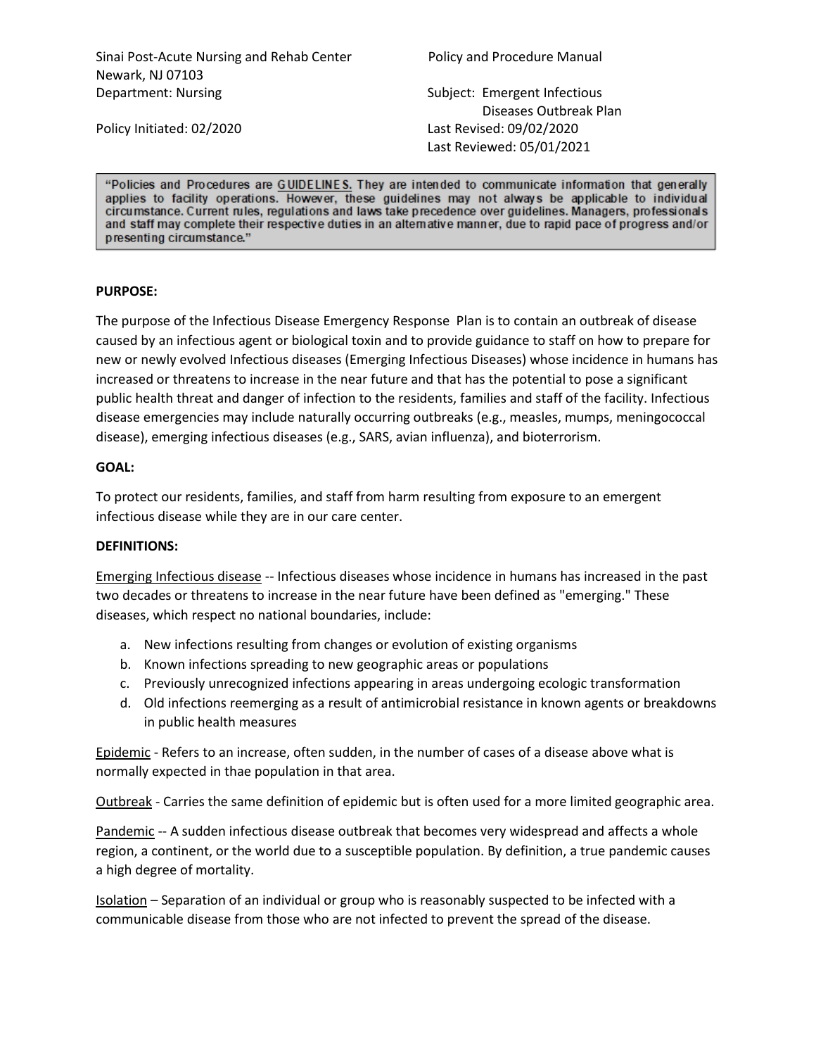Sinai Post-Acute Nursing and Rehab Center
Newark, NJ 07103
Department: Nursing

Policy Initiated: 02/2020

Policy and Procedure Manual

Subject: Emergent Infectious Diseases Outbreak Plan

Last Revised: 09/02/2020
Last Reviewed: 05/01/2021

> "Policies and Procedures are GUIDELINES. They are intended to communicate information that generally applies to facility operations. However, these guidelines may not always be applicable to individual circumstance. Current rules, regulations and laws take precedence over guidelines. Managers, professionals and staff may complete their respective duties in an alternative manner, due to rapid pace of progress and/or presenting circumstance."

**PURPOSE:**

The purpose of the Infectious Disease Emergency Response Plan is to contain an outbreak of disease caused by an infectious agent or biological toxin and to provide guidance to staff on how to prepare for new or newly evolved Infectious diseases (Emerging Infectious Diseases) whose incidence in humans has increased or threatens to increase in the near future and that has the potential to pose a significant public health threat and danger of infection to the residents, families and staff of the facility. Infectious disease emergencies may include naturally occurring outbreaks (e.g., measles, mumps, meningococcal disease), emerging infectious diseases (e.g., SARS, avian influenza), and bioterrorism.

**GOAL:**

To protect our residents, families, and staff from harm resulting from exposure to an emergent infectious disease while they are in our care center.

**DEFINITIONS:**

Emerging Infectious disease -- Infectious diseases whose incidence in humans has increased in the past two decades or threatens to increase in the near future have been defined as "emerging." These diseases, which respect no national boundaries, include:

a. New infections resulting from changes or evolution of existing organisms
b. Known infections spreading to new geographic areas or populations
c. Previously unrecognized infections appearing in areas undergoing ecologic transformation
d. Old infections reemerging as a result of antimicrobial resistance in known agents or breakdowns in public health measures

Epidemic - Refers to an increase, often sudden, in the number of cases of a disease above what is normally expected in thae population in that area.

Outbreak - Carries the same definition of epidemic but is often used for a more limited geographic area.

Pandemic -- A sudden infectious disease outbreak that becomes very widespread and affects a whole region, a continent, or the world due to a susceptible population. By definition, a true pandemic causes a high degree of mortality.

Isolation – Separation of an individual or group who is reasonably suspected to be infected with a communicable disease from those who are not infected to prevent the spread of the disease.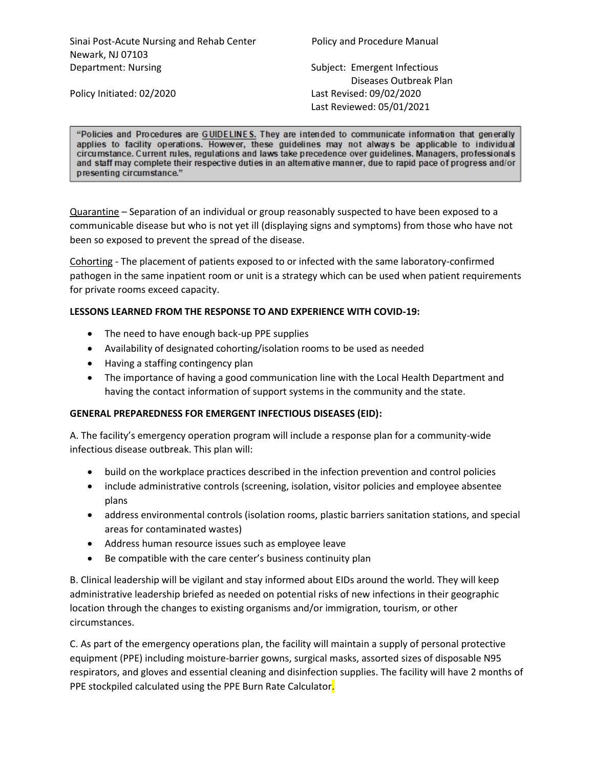Sinai Post-Acute Nursing and Rehab Center
Newark, NJ 07103
Department: Nursing

Policy and Procedure Manual

Subject: Emergent Infectious Diseases Outbreak Plan

Policy Initiated: 02/2020

Last Revised: 09/02/2020
Last Reviewed: 05/01/2021

> "Policies and Procedures are GUIDELINES. They are intended to communicate information that generally applies to facility operations. However, these guidelines may not always be applicable to individual circumstance. Current rules, regulations and laws take precedence over guidelines. Managers, professionals and staff may complete their respective duties in an alternative manner, due to rapid pace of progress and/or presenting circumstance."

Quarantine – Separation of an individual or group reasonably suspected to have been exposed to a communicable disease but who is not yet ill (displaying signs and symptoms) from those who have not been so exposed to prevent the spread of the disease.

Cohorting - The placement of patients exposed to or infected with the same laboratory-confirmed pathogen in the same inpatient room or unit is a strategy which can be used when patient requirements for private rooms exceed capacity.

**LESSONS LEARNED FROM THE RESPONSE TO AND EXPERIENCE WITH COVID-19:**

- The need to have enough back-up PPE supplies
- Availability of designated cohorting/isolation rooms to be used as needed
- Having a staffing contingency plan
- The importance of having a good communication line with the Local Health Department and having the contact information of support systems in the community and the state.

**GENERAL PREPAREDNESS FOR EMERGENT INFECTIOUS DISEASES (EID):**

A. The facility's emergency operation program will include a response plan for a community-wide infectious disease outbreak. This plan will:

- build on the workplace practices described in the infection prevention and control policies
- include administrative controls (screening, isolation, visitor policies and employee absentee plans
- address environmental controls (isolation rooms, plastic barriers sanitation stations, and special areas for contaminated wastes)
- Address human resource issues such as employee leave
- Be compatible with the care center's business continuity plan

B. Clinical leadership will be vigilant and stay informed about EIDs around the world. They will keep administrative leadership briefed as needed on potential risks of new infections in their geographic location through the changes to existing organisms and/or immigration, tourism, or other circumstances.

C. As part of the emergency operations plan, the facility will maintain a supply of personal protective equipment (PPE) including moisture-barrier gowns, surgical masks, assorted sizes of disposable N95 respirators, and gloves and essential cleaning and disinfection supplies. The facility will have 2 months of PPE stockpiled calculated using the PPE Burn Rate Calculator.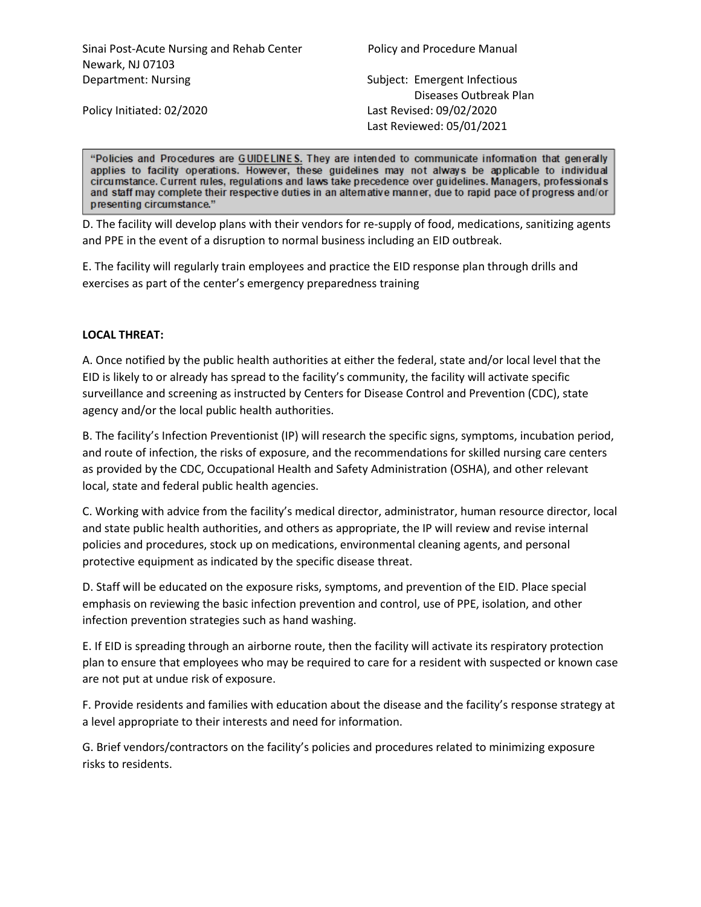D. The facility will develop plans with their vendors for re-supply of food, medications, sanitizing agents and PPE in the event of a disruption to normal business including an EID outbreak.

E. The facility will regularly train employees and practice the EID response plan through drills and exercises as part of the center's emergency preparedness training

**LOCAL THREAT:**

A. Once notified by the public health authorities at either the federal, state and/or local level that the EID is likely to or already has spread to the facility's community, the facility will activate specific surveillance and screening as instructed by Centers for Disease Control and Prevention (CDC), state agency and/or the local public health authorities.

B. The facility's Infection Preventionist (IP) will research the specific signs, symptoms, incubation period, and route of infection, the risks of exposure, and the recommendations for skilled nursing care centers as provided by the CDC, Occupational Health and Safety Administration (OSHA), and other relevant local, state and federal public health agencies.

C. Working with advice from the facility's medical director, administrator, human resource director, local and state public health authorities, and others as appropriate, the IP will review and revise internal policies and procedures, stock up on medications, environmental cleaning agents, and personal protective equipment as indicated by the specific disease threat.

D. Staff will be educated on the exposure risks, symptoms, and prevention of the EID. Place special emphasis on reviewing the basic infection prevention and control, use of PPE, isolation, and other infection prevention strategies such as hand washing.

E. If EID is spreading through an airborne route, then the facility will activate its respiratory protection plan to ensure that employees who may be required to care for a resident with suspected or known case are not put at undue risk of exposure.

F. Provide residents and families with education about the disease and the facility's response strategy at a level appropriate to their interests and need for information.

G. Brief vendors/contractors on the facility's policies and procedures related to minimizing exposure risks to residents.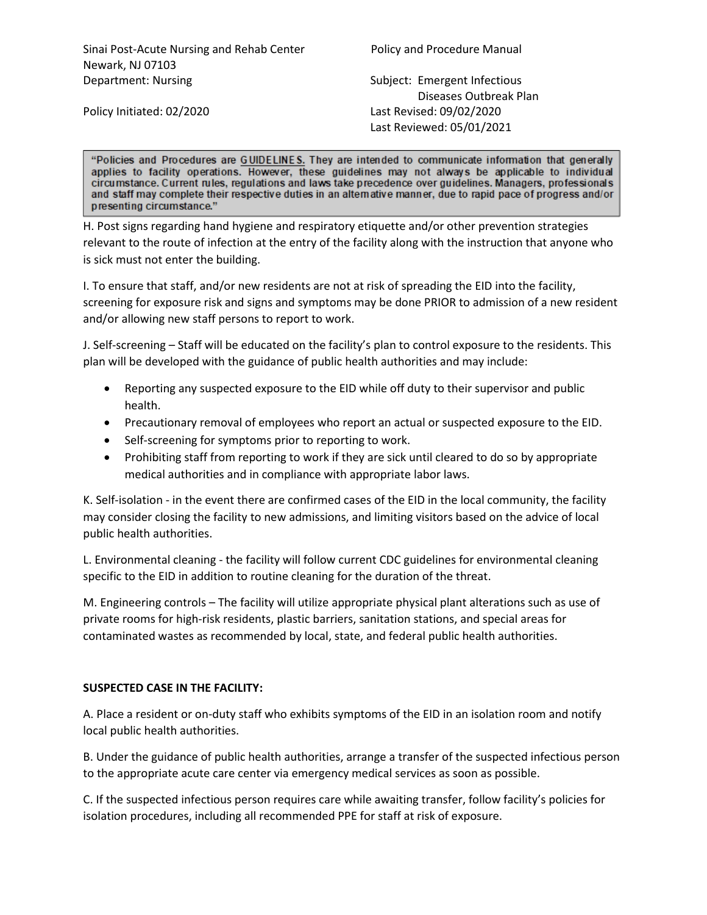Sinai Post-Acute Nursing and Rehab Center
Newark, NJ 07103
Department: Nursing

Policy Initiated: 02/2020

Policy and Procedure Manual

Subject: Emergent Infectious Diseases Outbreak Plan
Last Revised: 09/02/2020
Last Reviewed: 05/01/2021

> "Policies and Procedures are **GUIDELINES.** They are intended to communicate information that generally applies to facility operations. However, these guidelines may not always be applicable to individual circumstance. Current rules, regulations and laws take precedence over guidelines. Managers, professionals and staff may complete their respective duties in an alternative manner, due to rapid pace of progress and/or presenting circumstance."

H. Post signs regarding hand hygiene and respiratory etiquette and/or other prevention strategies relevant to the route of infection at the entry of the facility along with the instruction that anyone who is sick must not enter the building.

I. To ensure that staff, and/or new residents are not at risk of spreading the EID into the facility, screening for exposure risk and signs and symptoms may be done PRIOR to admission of a new resident and/or allowing new staff persons to report to work.

J. Self-screening – Staff will be educated on the facility's plan to control exposure to the residents. This plan will be developed with the guidance of public health authorities and may include:

- Reporting any suspected exposure to the EID while off duty to their supervisor and public health.
- Precautionary removal of employees who report an actual or suspected exposure to the EID.
- Self-screening for symptoms prior to reporting to work.
- Prohibiting staff from reporting to work if they are sick until cleared to do so by appropriate medical authorities and in compliance with appropriate labor laws.

K. Self-isolation - in the event there are confirmed cases of the EID in the local community, the facility may consider closing the facility to new admissions, and limiting visitors based on the advice of local public health authorities.

L. Environmental cleaning - the facility will follow current CDC guidelines for environmental cleaning specific to the EID in addition to routine cleaning for the duration of the threat.

M. Engineering controls – The facility will utilize appropriate physical plant alterations such as use of private rooms for high-risk residents, plastic barriers, sanitation stations, and special areas for contaminated wastes as recommended by local, state, and federal public health authorities.

**SUSPECTED CASE IN THE FACILITY:**

A. Place a resident or on-duty staff who exhibits symptoms of the EID in an isolation room and notify local public health authorities.

B. Under the guidance of public health authorities, arrange a transfer of the suspected infectious person to the appropriate acute care center via emergency medical services as soon as possible.

C. If the suspected infectious person requires care while awaiting transfer, follow facility's policies for isolation procedures, including all recommended PPE for staff at risk of exposure.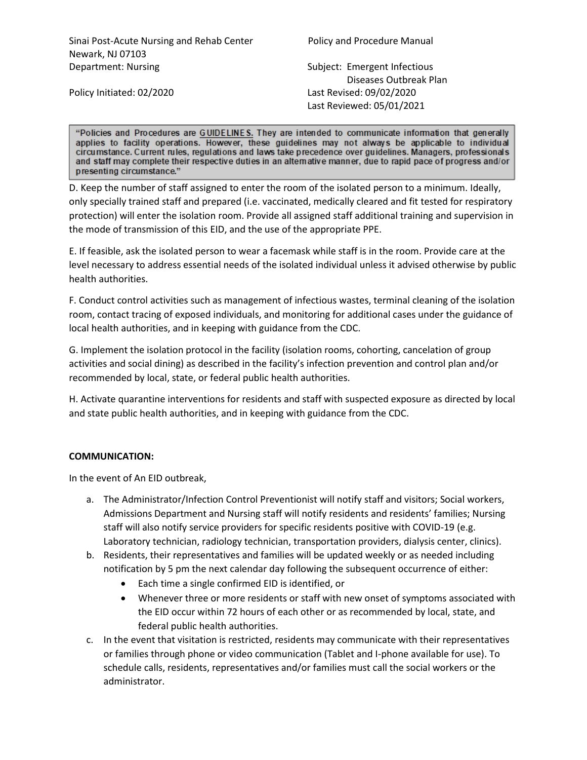D. Keep the number of staff assigned to enter the room of the isolated person to a minimum. Ideally, only specially trained staff and prepared (i.e. vaccinated, medically cleared and fit tested for respiratory protection) will enter the isolation room. Provide all assigned staff additional training and supervision in the mode of transmission of this EID, and the use of the appropriate PPE.

E. If feasible, ask the isolated person to wear a facemask while staff is in the room. Provide care at the level necessary to address essential needs of the isolated individual unless it advised otherwise by public health authorities.

F. Conduct control activities such as management of infectious wastes, terminal cleaning of the isolation room, contact tracing of exposed individuals, and monitoring for additional cases under the guidance of local health authorities, and in keeping with guidance from the CDC.

G. Implement the isolation protocol in the facility (isolation rooms, cohorting, cancelation of group activities and social dining) as described in the facility's infection prevention and control plan and/or recommended by local, state, or federal public health authorities.

H. Activate quarantine interventions for residents and staff with suspected exposure as directed by local and state public health authorities, and in keeping with guidance from the CDC.

**COMMUNICATION:**

In the event of An EID outbreak,

a. The Administrator/Infection Control Preventionist will notify staff and visitors; Social workers, Admissions Department and Nursing staff will notify residents and residents' families; Nursing staff will also notify service providers for specific residents positive with COVID-19 (e.g. Laboratory technician, radiology technician, transportation providers, dialysis center, clinics).
b. Residents, their representatives and families will be updated weekly or as needed including notification by 5 pm the next calendar day following the subsequent occurrence of either:
   - Each time a single confirmed EID is identified, or
   - Whenever three or more residents or staff with new onset of symptoms associated with the EID occur within 72 hours of each other or as recommended by local, state, and federal public health authorities.
c. In the event that visitation is restricted, residents may communicate with their representatives or families through phone or video communication (Tablet and I-phone available for use). To schedule calls, residents, representatives and/or families must call the social workers or the administrator.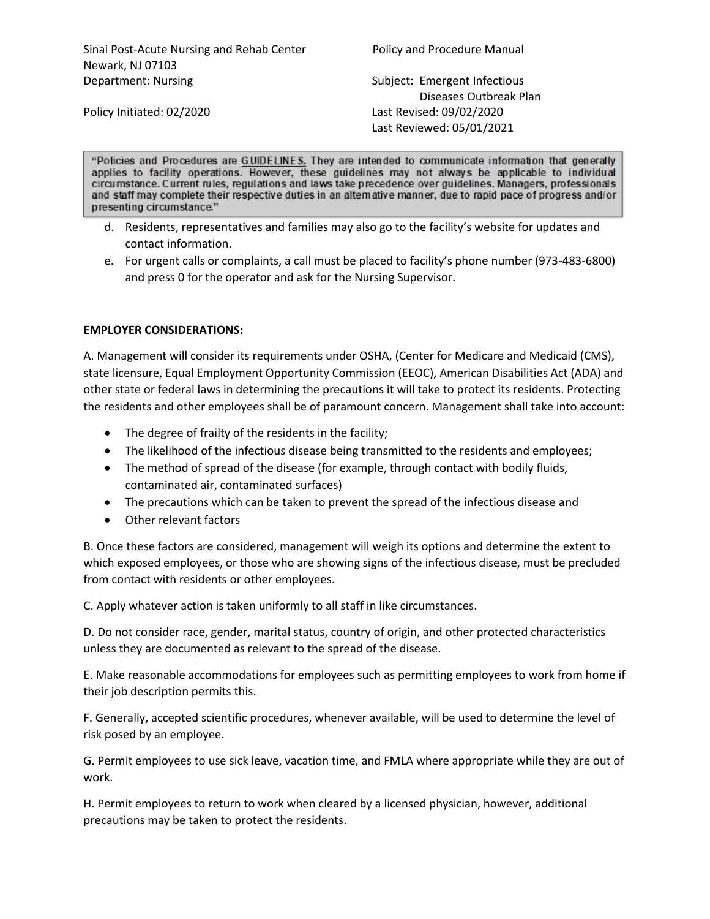d. Residents, representatives and families may also go to the facility's website for updates and contact information.

e. For urgent calls or complaints, a call must be placed to facility's phone number (973-483-6800) and press 0 for the operator and ask for the Nursing Supervisor.

**EMPLOYER CONSIDERATIONS:**

A. Management will consider its requirements under OSHA, (Center for Medicare and Medicaid (CMS), state licensure, Equal Employment Opportunity Commission (EEOC), American Disabilities Act (ADA) and other state or federal laws in determining the precautions it will take to protect its residents. Protecting the residents and other employees shall be of paramount concern. Management shall take into account:

- The degree of frailty of the residents in the facility;
- The likelihood of the infectious disease being transmitted to the residents and employees;
- The method of spread of the disease (for example, through contact with bodily fluids, contaminated air, contaminated surfaces)
- The precautions which can be taken to prevent the spread of the infectious disease and
- Other relevant factors

B. Once these factors are considered, management will weigh its options and determine the extent to which exposed employees, or those who are showing signs of the infectious disease, must be precluded from contact with residents or other employees.

C. Apply whatever action is taken uniformly to all staff in like circumstances.

D. Do not consider race, gender, marital status, country of origin, and other protected characteristics unless they are documented as relevant to the spread of the disease.

E. Make reasonable accommodations for employees such as permitting employees to work from home if their job description permits this.

F. Generally, accepted scientific procedures, whenever available, will be used to determine the level of risk posed by an employee.

G. Permit employees to use sick leave, vacation time, and FMLA where appropriate while they are out of work.

H. Permit employees to return to work when cleared by a licensed physician, however, additional precautions may be taken to protect the residents.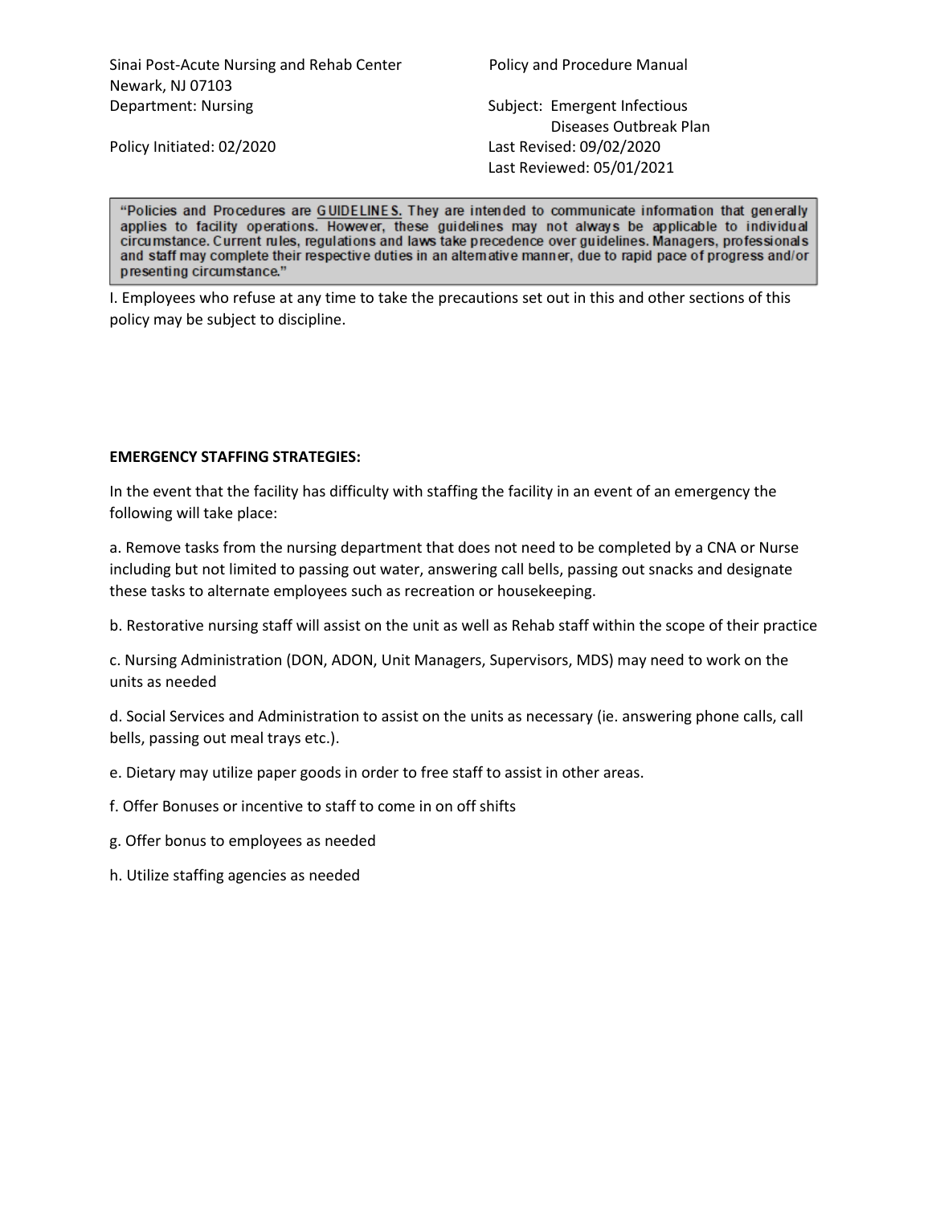Sinai Post-Acute Nursing and Rehab Center
Newark, NJ 07103
Department: Nursing

Policy and Procedure Manual

Subject: Emergent Infectious Diseases Outbreak Plan

Policy Initiated: 02/2020

Last Revised: 09/02/2020
Last Reviewed: 05/01/2021

> "Policies and Procedures are GUIDELINES. They are intended to communicate information that generally applies to facility operations. However, these guidelines may not always be applicable to individual circumstance. Current rules, regulations and laws take precedence over guidelines. Managers, professionals and staff may complete their respective duties in an alternative manner, due to rapid pace of progress and/or presenting circumstance."

I. Employees who refuse at any time to take the precautions set out in this and other sections of this policy may be subject to discipline.

**EMERGENCY STAFFING STRATEGIES:**

In the event that the facility has difficulty with staffing the facility in an event of an emergency the following will take place:

a. Remove tasks from the nursing department that does not need to be completed by a CNA or Nurse including but not limited to passing out water, answering call bells, passing out snacks and designate these tasks to alternate employees such as recreation or housekeeping.

b. Restorative nursing staff will assist on the unit as well as Rehab staff within the scope of their practice

c. Nursing Administration (DON, ADON, Unit Managers, Supervisors, MDS) may need to work on the units as needed

d. Social Services and Administration to assist on the units as necessary (ie. answering phone calls, call bells, passing out meal trays etc.).

e. Dietary may utilize paper goods in order to free staff to assist in other areas.

f. Offer Bonuses or incentive to staff to come in on off shifts

g. Offer bonus to employees as needed

h. Utilize staffing agencies as needed